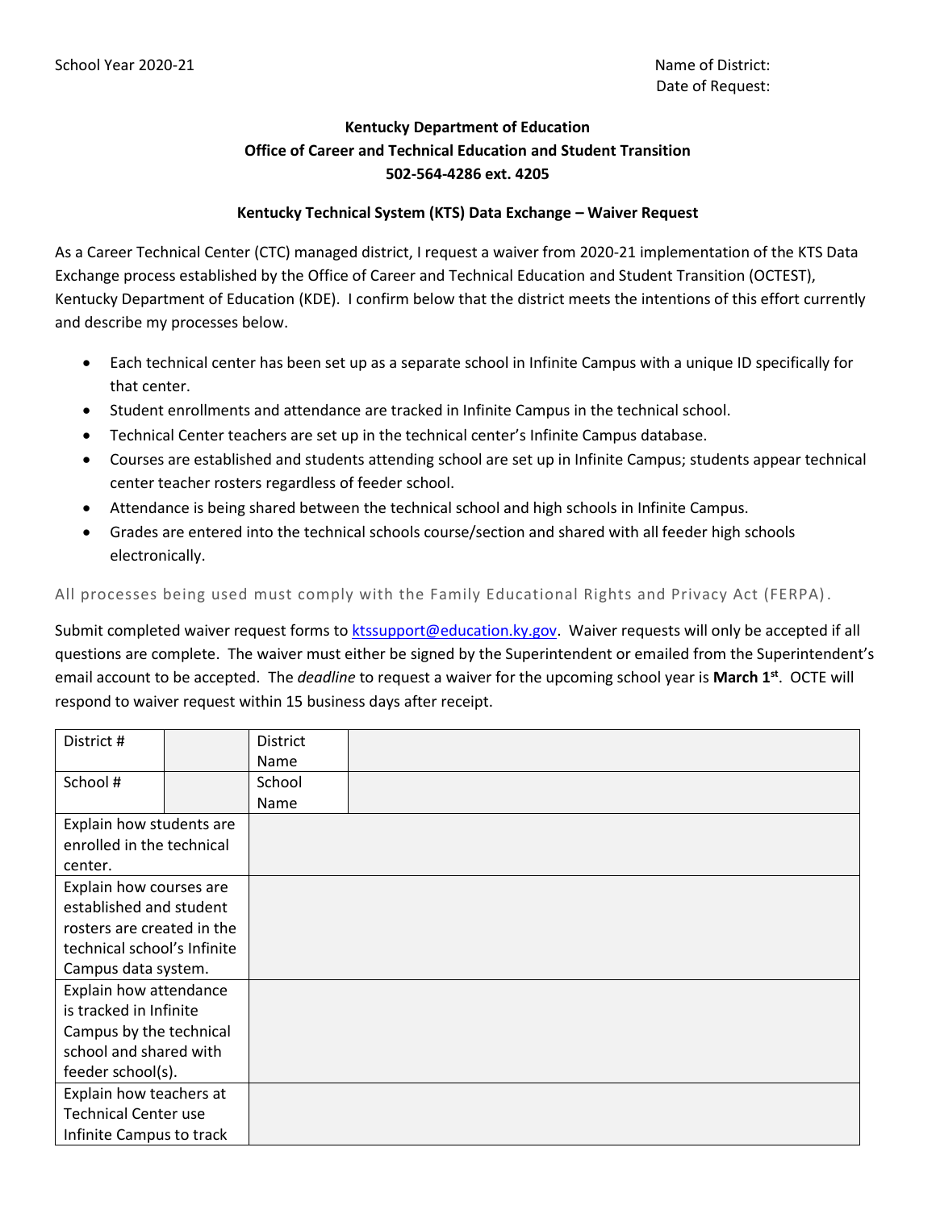School Year 2020-21

Name of District:
Date of Request:

**Kentucky Department of Education**
**Office of Career and Technical Education and Student Transition**
**502-564-4286 ext. 4205**

**Kentucky Technical System (KTS) Data Exchange – Waiver Request**

As a Career Technical Center (CTC) managed district, I request a waiver from 2020-21 implementation of the KTS Data Exchange process established by the Office of Career and Technical Education and Student Transition (OCTEST), Kentucky Department of Education (KDE). I confirm below that the district meets the intentions of this effort currently and describe my processes below.

- Each technical center has been set up as a separate school in Infinite Campus with a unique ID specifically for that center.
- Student enrollments and attendance are tracked in Infinite Campus in the technical school.
- Technical Center teachers are set up in the technical center's Infinite Campus database.
- Courses are established and students attending school are set up in Infinite Campus; students appear technical center teacher rosters regardless of feeder school.
- Attendance is being shared between the technical school and high schools in Infinite Campus.
- Grades are entered into the technical schools course/section and shared with all feeder high schools electronically.

All processes being used must comply with the Family Educational Rights and Privacy Act (FERPA).

Submit completed waiver request forms to ktssupport@education.ky.gov. Waiver requests will only be accepted if all questions are complete. The waiver must either be signed by the Superintendent or emailed from the Superintendent's email account to be accepted. The *deadline* to request a waiver for the upcoming school year is **March 1st**. OCTE will respond to waiver request within 15 business days after receipt.

| District # | | District Name | |
|---|---|---|---|
| School # | | School Name | |
| Explain how students are enrolled in the technical center. | | | |
| Explain how courses are established and student rosters are created in the technical school's Infinite Campus data system. | | | |
| Explain how attendance is tracked in Infinite Campus by the technical school and shared with feeder school(s). | | | |
| Explain how teachers at Technical Center use Infinite Campus to track | | | |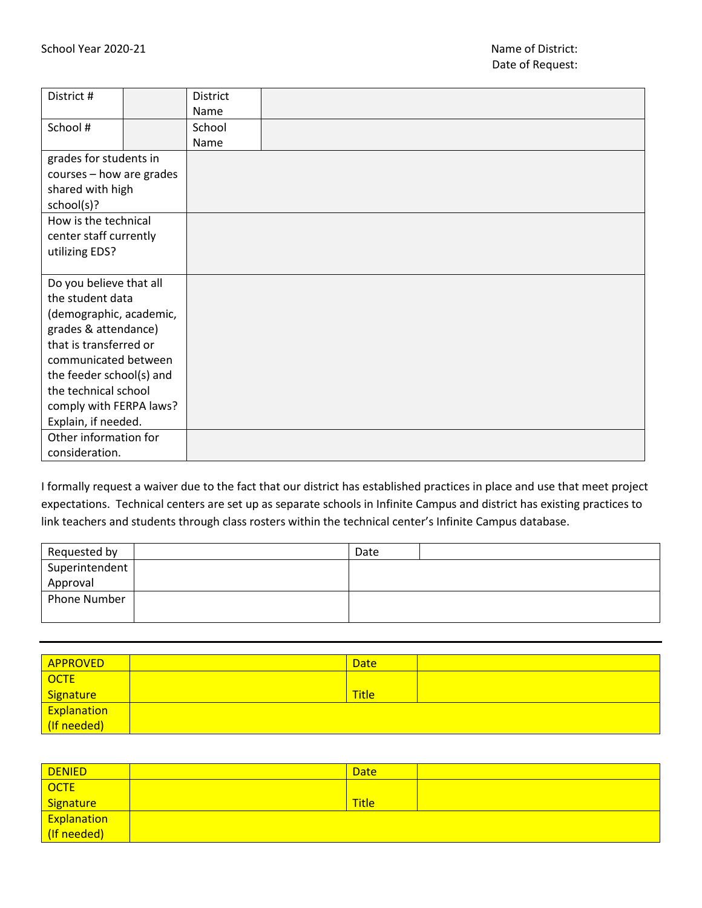School Year 2020-21

Name of District:
Date of Request:

| | | | |
|---|---|---|---|
| District # | | District Name | |
| School # | | School Name | |
| grades for students in courses – how are grades shared with high school(s)? | | | |
| How is the technical center staff currently utilizing EDS? | | | |
| Do you believe that all the student data (demographic, academic, grades & attendance) that is transferred or communicated between the feeder school(s) and the technical school comply with FERPA laws? Explain, if needed. | | | |
| Other information for consideration. | | | |

I formally request a waiver due to the fact that our district has established practices in place and use that meet project expectations. Technical centers are set up as separate schools in Infinite Campus and district has existing practices to link teachers and students through class rosters within the technical center's Infinite Campus database.

| | | | |
|---|---|---|---|
| Requested by | | Date | |
| Superintendent Approval | | | |
| Phone Number | | | |

---

| | | | |
|---|---|---|---|
| APPROVED | | Date | |
| OCTE Signature | | Title | |
| Explanation (If needed) | | | |

| | | | |
|---|---|---|---|
| DENIED | | Date | |
| OCTE Signature | | Title | |
| Explanation (If needed) | | | |